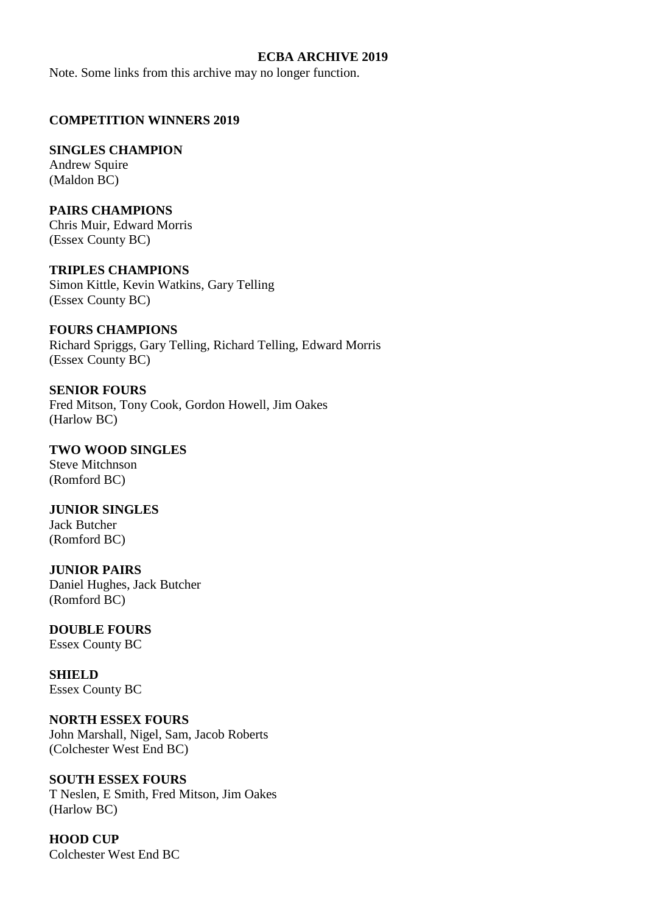# ECBA ARCHIVE 2019

Note. Some links from this archive may no longer function.

## COMPETITION WINNERS 2019

**SINGLES CHAMPION**
Andrew Squire
(Maldon BC)

**PAIRS CHAMPIONS**
Chris Muir, Edward Morris
(Essex County BC)

**TRIPLES CHAMPIONS**
Simon Kittle, Kevin Watkins, Gary Telling
(Essex County BC)

**FOURS CHAMPIONS**
Richard Spriggs, Gary Telling, Richard Telling, Edward Morris
(Essex County BC)

**SENIOR FOURS**
Fred Mitson, Tony Cook, Gordon Howell, Jim Oakes
(Harlow BC)

**TWO WOOD SINGLES**
Steve Mitchnson
(Romford BC)

**JUNIOR SINGLES**
Jack Butcher
(Romford BC)

**JUNIOR PAIRS**
Daniel Hughes, Jack Butcher
(Romford BC)

**DOUBLE FOURS**
Essex County BC

**SHIELD**
Essex County BC

**NORTH ESSEX FOURS**
John Marshall, Nigel, Sam, Jacob Roberts
(Colchester West End BC)

**SOUTH ESSEX FOURS**
T Neslen, E Smith, Fred Mitson, Jim Oakes
(Harlow BC)

**HOOD CUP**
Colchester West End BC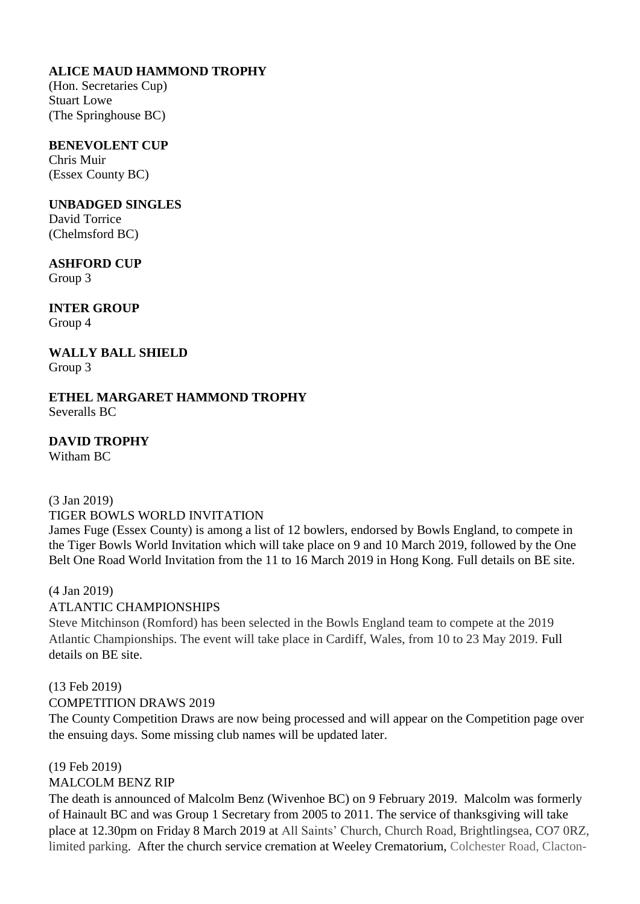**ALICE MAUD HAMMOND TROPHY**
(Hon. Secretaries Cup)
Stuart Lowe
(The Springhouse BC)

**BENEVOLENT CUP**
Chris Muir
(Essex County BC)

**UNBADGED SINGLES**
David Torrice
(Chelmsford BC)

**ASHFORD CUP**
Group 3

**INTER GROUP**
Group 4

**WALLY BALL SHIELD**
Group 3

**ETHEL MARGARET HAMMOND TROPHY**
Severalls BC

**DAVID TROPHY**
Witham BC

(3 Jan 2019)
TIGER BOWLS WORLD INVITATION
James Fuge (Essex County) is among a list of 12 bowlers, endorsed by Bowls England, to compete in the Tiger Bowls World Invitation which will take place on 9 and 10 March 2019, followed by the One Belt One Road World Invitation from the 11 to 16 March 2019 in Hong Kong. Full details on BE site.

(4 Jan 2019)
ATLANTIC CHAMPIONSHIPS
Steve Mitchinson (Romford) has been selected in the Bowls England team to compete at the 2019 Atlantic Championships. The event will take place in Cardiff, Wales, from 10 to 23 May 2019. Full details on BE site.

(13 Feb 2019)
COMPETITION DRAWS 2019
The County Competition Draws are now being processed and will appear on the Competition page over the ensuing days. Some missing club names will be updated later.

(19 Feb 2019)
MALCOLM BENZ RIP
The death is announced of Malcolm Benz (Wivenhoe BC) on 9 February 2019. Malcolm was formerly of Hainault BC and was Group 1 Secretary from 2005 to 2011. The service of thanksgiving will take place at 12.30pm on Friday 8 March 2019 at All Saints' Church, Church Road, Brightlingsea, CO7 0RZ, limited parking. After the church service cremation at Weeley Crematorium, Colchester Road, Clacton-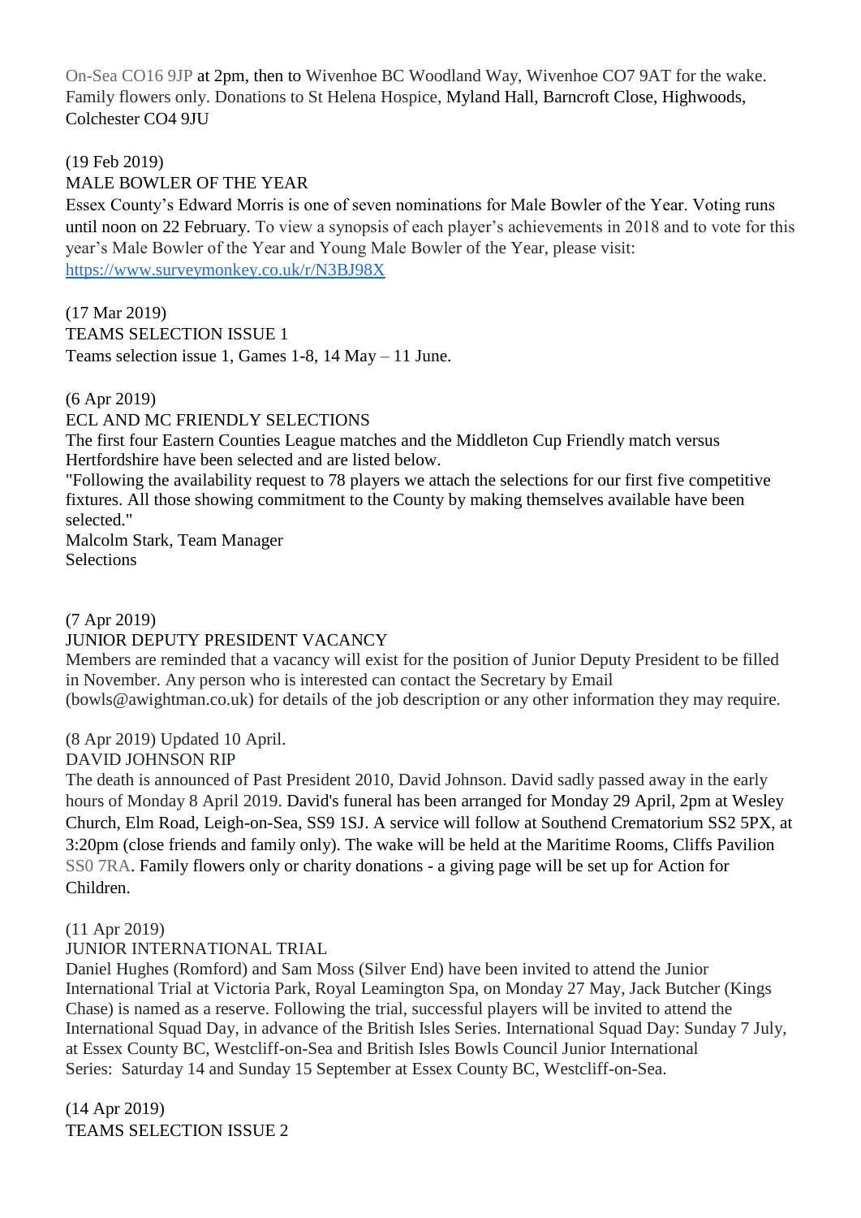On-Sea CO16 9JP at 2pm, then to Wivenhoe BC Woodland Way, Wivenhoe CO7 9AT for the wake. Family flowers only. Donations to St Helena Hospice, Myland Hall, Barncroft Close, Highwoods, Colchester CO4 9JU

(19 Feb 2019)
MALE BOWLER OF THE YEAR
Essex County's Edward Morris is one of seven nominations for Male Bowler of the Year. Voting runs until noon on 22 February. To view a synopsis of each player's achievements in 2018 and to vote for this year's Male Bowler of the Year and Young Male Bowler of the Year, please visit: https://www.surveymonkey.co.uk/r/N3BJ98X

(17 Mar 2019)
TEAMS SELECTION ISSUE 1
Teams selection issue 1, Games 1-8, 14 May – 11 June.

(6 Apr 2019)
ECL AND MC FRIENDLY SELECTIONS
The first four Eastern Counties League matches and the Middleton Cup Friendly match versus Hertfordshire have been selected and are listed below.
"Following the availability request to 78 players we attach the selections for our first five competitive fixtures. All those showing commitment to the County by making themselves available have been selected."
Malcolm Stark, Team Manager
Selections

(7 Apr 2019)
JUNIOR DEPUTY PRESIDENT VACANCY
Members are reminded that a vacancy will exist for the position of Junior Deputy President to be filled in November. Any person who is interested can contact the Secretary by Email (bowls@awightman.co.uk) for details of the job description or any other information they may require.

(8 Apr 2019) Updated 10 April.
DAVID JOHNSON RIP
The death is announced of Past President 2010, David Johnson. David sadly passed away in the early hours of Monday 8 April 2019. David's funeral has been arranged for Monday 29 April, 2pm at Wesley Church, Elm Road, Leigh-on-Sea, SS9 1SJ. A service will follow at Southend Crematorium SS2 5PX, at 3:20pm (close friends and family only). The wake will be held at the Maritime Rooms, Cliffs Pavilion SS0 7RA. Family flowers only or charity donations - a giving page will be set up for Action for Children.

(11 Apr 2019)
JUNIOR INTERNATIONAL TRIAL
Daniel Hughes (Romford) and Sam Moss (Silver End) have been invited to attend the Junior International Trial at Victoria Park, Royal Leamington Spa, on Monday 27 May, Jack Butcher (Kings Chase) is named as a reserve. Following the trial, successful players will be invited to attend the International Squad Day, in advance of the British Isles Series. International Squad Day: Sunday 7 July, at Essex County BC, Westcliff-on-Sea and British Isles Bowls Council Junior International Series: Saturday 14 and Sunday 15 September at Essex County BC, Westcliff-on-Sea.

(14 Apr 2019)
TEAMS SELECTION ISSUE 2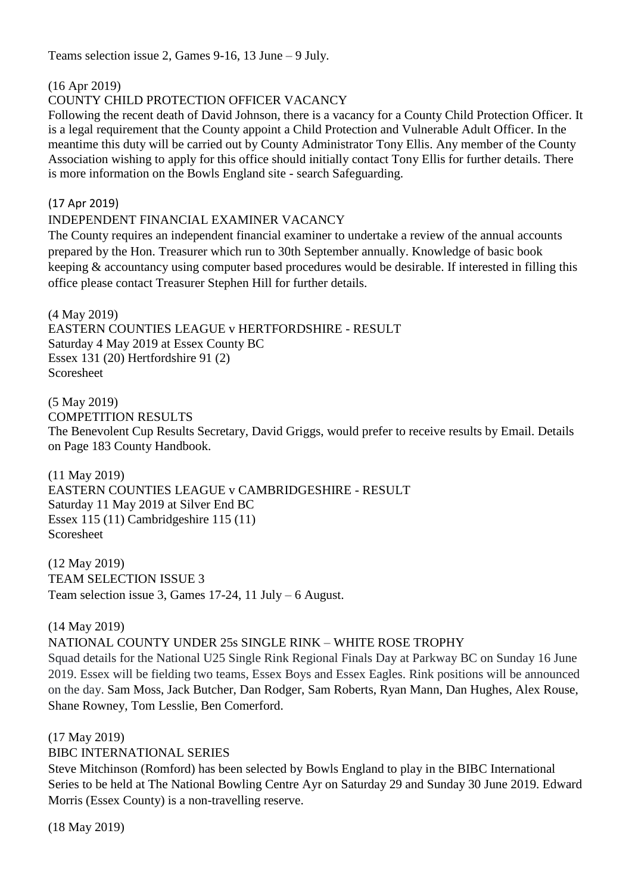Teams selection issue 2, Games 9-16, 13 June – 9 July.

(16 Apr 2019)

COUNTY CHILD PROTECTION OFFICER VACANCY

Following the recent death of David Johnson, there is a vacancy for a County Child Protection Officer. It is a legal requirement that the County appoint a Child Protection and Vulnerable Adult Officer. In the meantime this duty will be carried out by County Administrator Tony Ellis. Any member of the County Association wishing to apply for this office should initially contact Tony Ellis for further details. There is more information on the Bowls England site - search Safeguarding.

(17 Apr 2019)

INDEPENDENT FINANCIAL EXAMINER VACANCY

The County requires an independent financial examiner to undertake a review of the annual accounts prepared by the Hon. Treasurer which run to 30th September annually. Knowledge of basic book keeping & accountancy using computer based procedures would be desirable. If interested in filling this office please contact Treasurer Stephen Hill for further details.

(4 May 2019)

EASTERN COUNTIES LEAGUE v HERTFORDSHIRE - RESULT

Saturday 4 May 2019 at Essex County BC

Essex 131 (20) Hertfordshire 91 (2)

Scoresheet

(5 May 2019)

COMPETITION RESULTS

The Benevolent Cup Results Secretary, David Griggs, would prefer to receive results by Email. Details on Page 183 County Handbook.

(11 May 2019)

EASTERN COUNTIES LEAGUE v CAMBRIDGESHIRE - RESULT

Saturday 11 May 2019 at Silver End BC

Essex 115 (11) Cambridgeshire 115 (11)

Scoresheet

(12 May 2019)

TEAM SELECTION ISSUE 3

Team selection issue 3, Games 17-24, 11 July – 6 August.

(14 May 2019)

NATIONAL COUNTY UNDER 25s SINGLE RINK – WHITE ROSE TROPHY

Squad details for the National U25 Single Rink Regional Finals Day at Parkway BC on Sunday 16 June 2019. Essex will be fielding two teams, Essex Boys and Essex Eagles. Rink positions will be announced on the day. Sam Moss, Jack Butcher, Dan Rodger, Sam Roberts, Ryan Mann, Dan Hughes, Alex Rouse, Shane Rowney, Tom Lesslie, Ben Comerford.

(17 May 2019)

BIBC INTERNATIONAL SERIES

Steve Mitchinson (Romford) has been selected by Bowls England to play in the BIBC International Series to be held at The National Bowling Centre Ayr on Saturday 29 and Sunday 30 June 2019. Edward Morris (Essex County) is a non-travelling reserve.

(18 May 2019)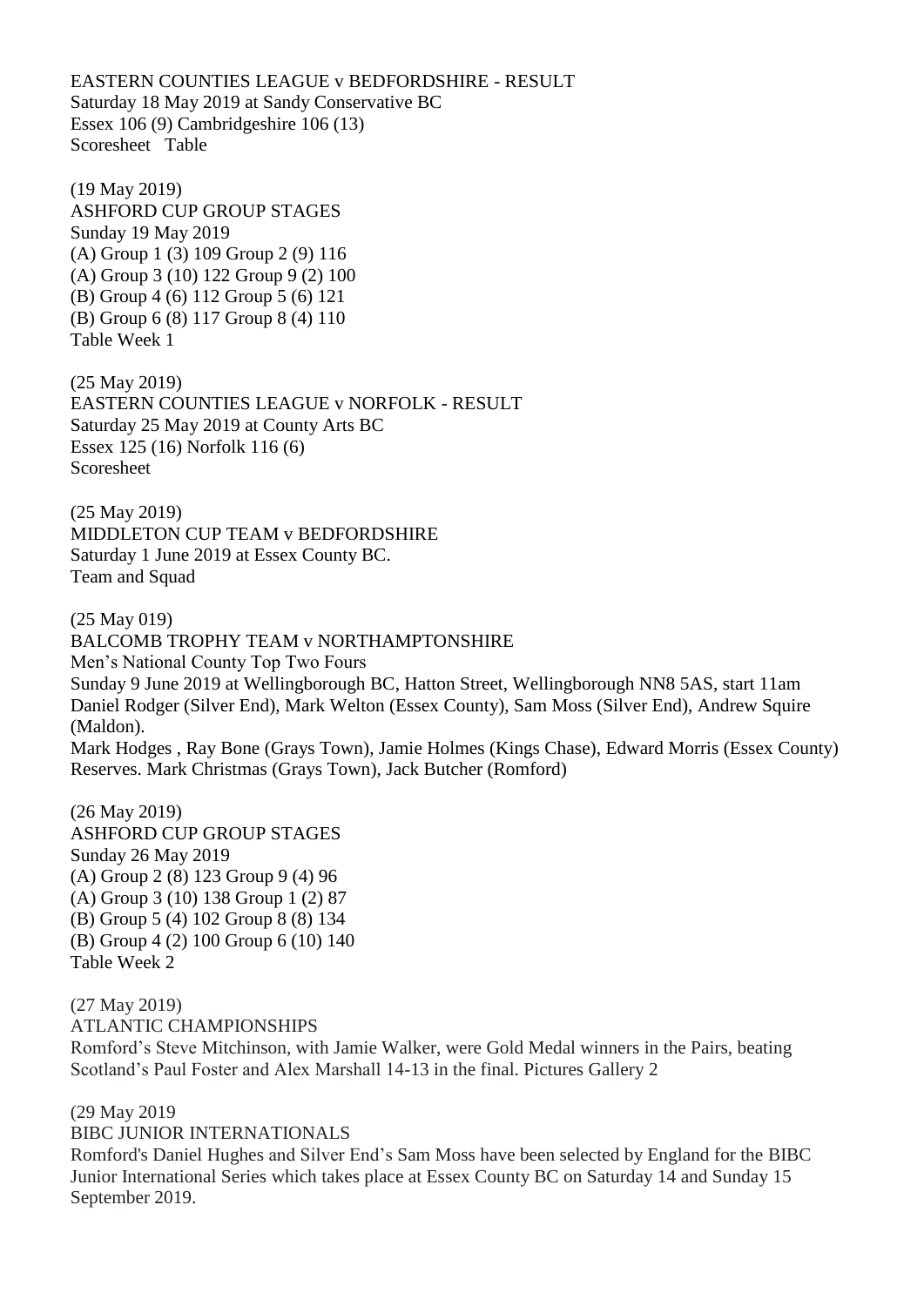EASTERN COUNTIES LEAGUE v BEDFORDSHIRE - RESULT
Saturday 18 May 2019 at Sandy Conservative BC
Essex 106 (9) Cambridgeshire 106 (13)
Scoresheet   Table

(19 May 2019)
ASHFORD CUP GROUP STAGES
Sunday 19 May 2019
(A) Group 1 (3) 109 Group 2 (9) 116
(A) Group 3 (10) 122 Group 9 (2) 100
(B) Group 4 (6) 112 Group 5 (6) 121
(B) Group 6 (8) 117 Group 8 (4) 110
Table Week 1

(25 May 2019)
EASTERN COUNTIES LEAGUE v NORFOLK - RESULT
Saturday 25 May 2019 at County Arts BC
Essex 125 (16) Norfolk 116 (6)
Scoresheet

(25 May 2019)
MIDDLETON CUP TEAM v BEDFORDSHIRE
Saturday 1 June 2019 at Essex County BC.
Team and Squad

(25 May 019)
BALCOMB TROPHY TEAM v NORTHAMPTONSHIRE
Men's National County Top Two Fours
Sunday 9 June 2019 at Wellingborough BC, Hatton Street, Wellingborough NN8 5AS, start 11am
Daniel Rodger (Silver End), Mark Welton (Essex County), Sam Moss (Silver End), Andrew Squire (Maldon).
Mark Hodges , Ray Bone (Grays Town), Jamie Holmes (Kings Chase), Edward Morris (Essex County)
Reserves. Mark Christmas (Grays Town), Jack Butcher (Romford)

(26 May 2019)
ASHFORD CUP GROUP STAGES
Sunday 26 May 2019
(A) Group 2 (8) 123 Group 9 (4) 96
(A) Group 3 (10) 138 Group 1 (2) 87
(B) Group 5 (4) 102 Group 8 (8) 134
(B) Group 4 (2) 100 Group 6 (10) 140
Table Week 2

(27 May 2019)
ATLANTIC CHAMPIONSHIPS
Romford's Steve Mitchinson, with Jamie Walker, were Gold Medal winners in the Pairs, beating Scotland's Paul Foster and Alex Marshall 14-13 in the final. Pictures Gallery 2

(29 May 2019
BIBC JUNIOR INTERNATIONALS
Romford's Daniel Hughes and Silver End's Sam Moss have been selected by England for the BIBC Junior International Series which takes place at Essex County BC on Saturday 14 and Sunday 15 September 2019.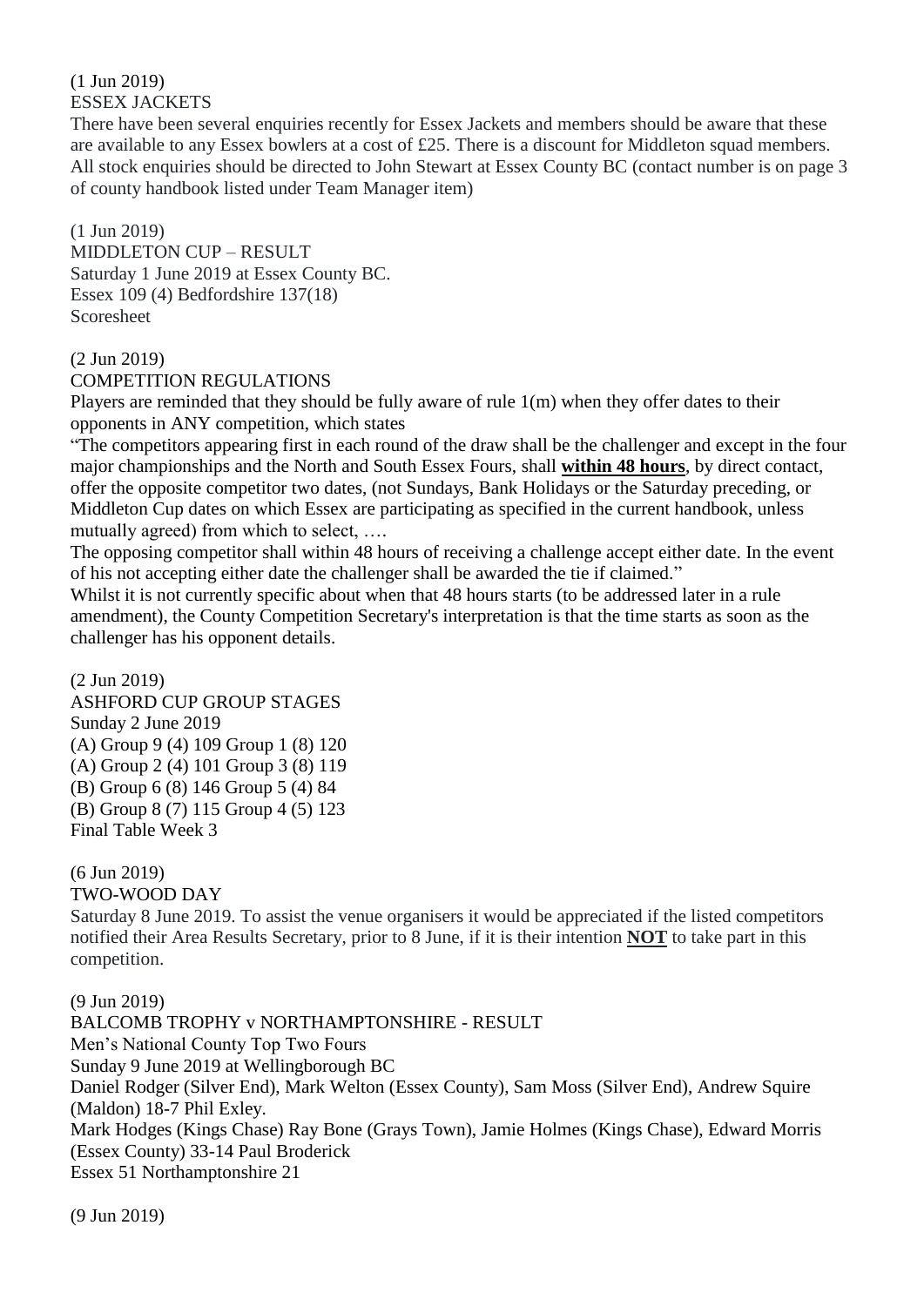(1 Jun 2019)
ESSEX JACKETS
There have been several enquiries recently for Essex Jackets and members should be aware that these are available to any Essex bowlers at a cost of £25. There is a discount for Middleton squad members. All stock enquiries should be directed to John Stewart at Essex County BC (contact number is on page 3 of county handbook listed under Team Manager item)

(1 Jun 2019)
MIDDLETON CUP – RESULT
Saturday 1 June 2019 at Essex County BC.
Essex 109 (4) Bedfordshire 137(18)
Scoresheet

(2 Jun 2019)
COMPETITION REGULATIONS
Players are reminded that they should be fully aware of rule 1(m) when they offer dates to their opponents in ANY competition, which states
"The competitors appearing first in each round of the draw shall be the challenger and except in the four major championships and the North and South Essex Fours, shall **within 48 hours**, by direct contact, offer the opposite competitor two dates, (not Sundays, Bank Holidays or the Saturday preceding, or Middleton Cup dates on which Essex are participating as specified in the current handbook, unless mutually agreed) from which to select, ….
The opposing competitor shall within 48 hours of receiving a challenge accept either date. In the event of his not accepting either date the challenger shall be awarded the tie if claimed."
Whilst it is not currently specific about when that 48 hours starts (to be addressed later in a rule amendment), the County Competition Secretary's interpretation is that the time starts as soon as the challenger has his opponent details.

(2 Jun 2019)
ASHFORD CUP GROUP STAGES
Sunday 2 June 2019
(A) Group 9 (4) 109 Group 1 (8) 120
(A) Group 2 (4) 101 Group 3 (8) 119
(B) Group 6 (8) 146 Group 5 (4) 84
(B) Group 8 (7) 115 Group 4 (5) 123
Final Table Week 3

(6 Jun 2019)
TWO-WOOD DAY
Saturday 8 June 2019. To assist the venue organisers it would be appreciated if the listed competitors notified their Area Results Secretary, prior to 8 June, if it is their intention **NOT** to take part in this competition.

(9 Jun 2019)
BALCOMB TROPHY v NORTHAMPTONSHIRE - RESULT
Men's National County Top Two Fours
Sunday 9 June 2019 at Wellingborough BC
Daniel Rodger (Silver End), Mark Welton (Essex County), Sam Moss (Silver End), Andrew Squire (Maldon) 18-7 Phil Exley.
Mark Hodges (Kings Chase) Ray Bone (Grays Town), Jamie Holmes (Kings Chase), Edward Morris (Essex County) 33-14 Paul Broderick
Essex 51 Northamptonshire 21

(9 Jun 2019)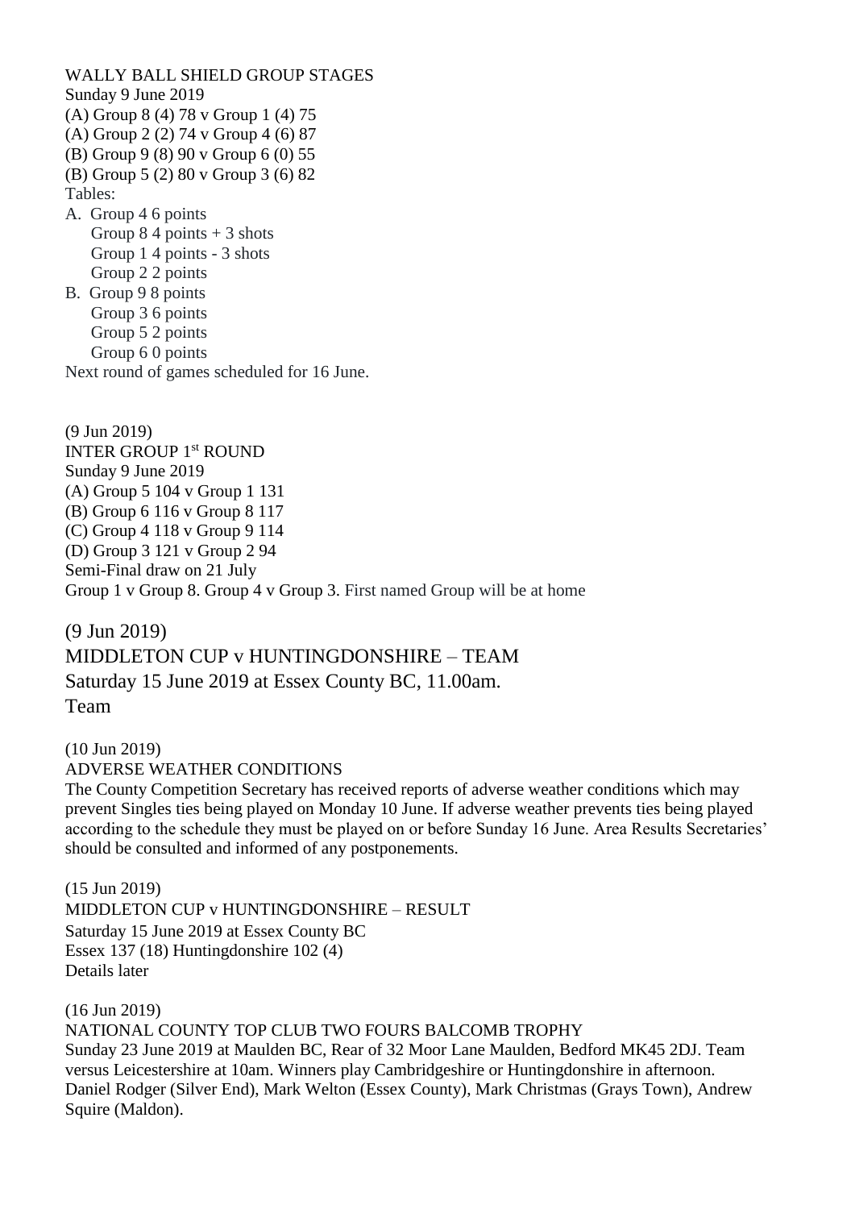WALLY BALL SHIELD GROUP STAGES

Sunday 9 June 2019

(A) Group 8 (4) 78 v Group 1 (4) 75

(A) Group 2 (2) 74 v Group 4 (6) 87

(B) Group 9 (8) 90 v Group 6 (0) 55

(B) Group 5 (2) 80 v Group 3 (6) 82

Tables:

A. Group 4 6 points
   Group 8 4 points + 3 shots
   Group 1 4 points - 3 shots
   Group 2 2 points
B. Group 9 8 points
   Group 3 6 points
   Group 5 2 points
   Group 6 0 points

Next round of games scheduled for 16 June.

(9 Jun 2019)

INTER GROUP 1st ROUND

Sunday 9 June 2019

(A) Group 5 104 v Group 1 131

(B) Group 6 116 v Group 8 117

(C) Group 4 118 v Group 9 114

(D) Group 3 121 v Group 2 94

Semi-Final draw on 21 July

Group 1 v Group 8. Group 4 v Group 3. First named Group will be at home

(9 Jun 2019)

MIDDLETON CUP v HUNTINGDONSHIRE – TEAM

Saturday 15 June 2019 at Essex County BC, 11.00am.

Team

(10 Jun 2019)

ADVERSE WEATHER CONDITIONS

The County Competition Secretary has received reports of adverse weather conditions which may prevent Singles ties being played on Monday 10 June. If adverse weather prevents ties being played according to the schedule they must be played on or before Sunday 16 June. Area Results Secretaries' should be consulted and informed of any postponements.

(15 Jun 2019)

MIDDLETON CUP v HUNTINGDONSHIRE – RESULT

Saturday 15 June 2019 at Essex County BC

Essex 137 (18) Huntingdonshire 102 (4)

Details later

(16 Jun 2019)

NATIONAL COUNTY TOP CLUB TWO FOURS BALCOMB TROPHY

Sunday 23 June 2019 at Maulden BC, Rear of 32 Moor Lane Maulden, Bedford MK45 2DJ. Team versus Leicestershire at 10am. Winners play Cambridgeshire or Huntingdonshire in afternoon. Daniel Rodger (Silver End), Mark Welton (Essex County), Mark Christmas (Grays Town), Andrew Squire (Maldon).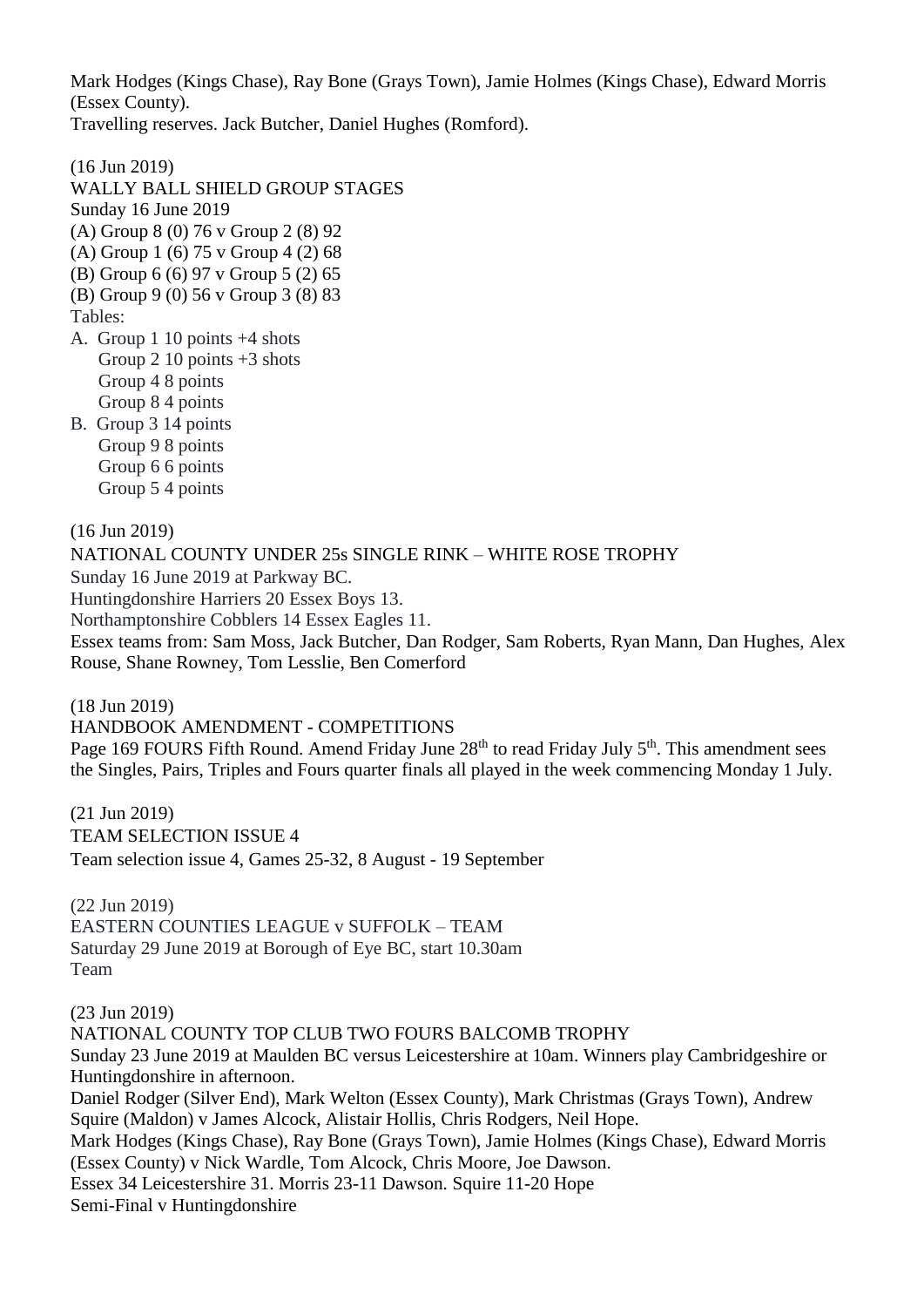Mark Hodges (Kings Chase), Ray Bone (Grays Town), Jamie Holmes (Kings Chase), Edward Morris (Essex County).
Travelling reserves. Jack Butcher, Daniel Hughes (Romford).

(16 Jun 2019)
WALLY BALL SHIELD GROUP STAGES
Sunday 16 June 2019
(A) Group 8 (0) 76 v Group 2 (8) 92
(A) Group 1 (6) 75 v Group 4 (2) 68
(B) Group 6 (6) 97 v Group 5 (2) 65
(B) Group 9 (0) 56 v Group 3 (8) 83
Tables:

A. Group 1 10 points +4 shots
   Group 2 10 points +3 shots
   Group 4 8 points
   Group 8 4 points
B. Group 3 14 points
   Group 9 8 points
   Group 6 6 points
   Group 5 4 points

(16 Jun 2019)
NATIONAL COUNTY UNDER 25s SINGLE RINK – WHITE ROSE TROPHY
Sunday 16 June 2019 at Parkway BC.
Huntingdonshire Harriers 20 Essex Boys 13.
Northamptonshire Cobblers 14 Essex Eagles 11.
Essex teams from: Sam Moss, Jack Butcher, Dan Rodger, Sam Roberts, Ryan Mann, Dan Hughes, Alex Rouse, Shane Rowney, Tom Lesslie, Ben Comerford

(18 Jun 2019)
HANDBOOK AMENDMENT - COMPETITIONS
Page 169 FOURS Fifth Round. Amend Friday June 28th to read Friday July 5th. This amendment sees the Singles, Pairs, Triples and Fours quarter finals all played in the week commencing Monday 1 July.

(21 Jun 2019)
TEAM SELECTION ISSUE 4
Team selection issue 4, Games 25-32, 8 August - 19 September

(22 Jun 2019)
EASTERN COUNTIES LEAGUE v SUFFOLK – TEAM
Saturday 29 June 2019 at Borough of Eye BC, start 10.30am
Team

(23 Jun 2019)
NATIONAL COUNTY TOP CLUB TWO FOURS BALCOMB TROPHY
Sunday 23 June 2019 at Maulden BC versus Leicestershire at 10am. Winners play Cambridgeshire or Huntingdonshire in afternoon.
Daniel Rodger (Silver End), Mark Welton (Essex County), Mark Christmas (Grays Town), Andrew Squire (Maldon) v James Alcock, Alistair Hollis, Chris Rodgers, Neil Hope.
Mark Hodges (Kings Chase), Ray Bone (Grays Town), Jamie Holmes (Kings Chase), Edward Morris (Essex County) v Nick Wardle, Tom Alcock, Chris Moore, Joe Dawson.
Essex 34 Leicestershire 31. Morris 23-11 Dawson. Squire 11-20 Hope
Semi-Final v Huntingdonshire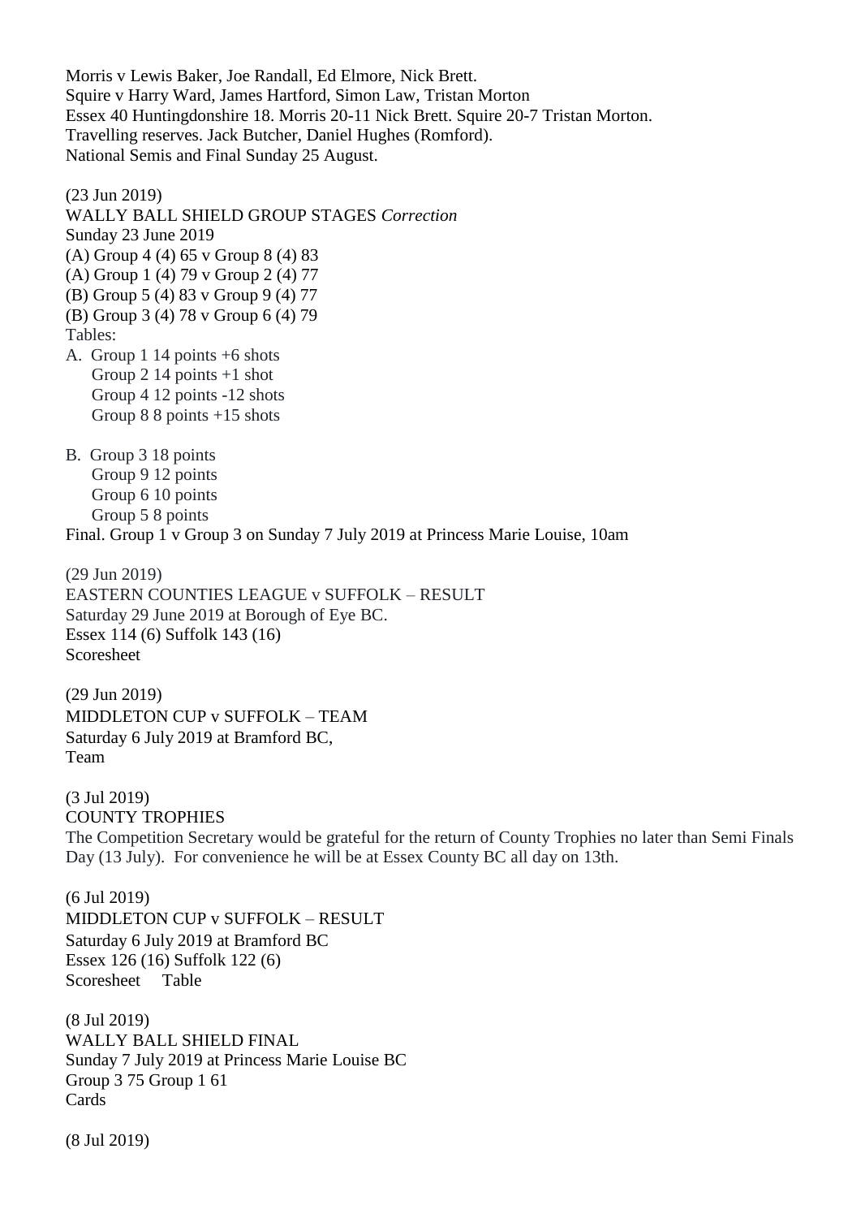Morris v Lewis Baker, Joe Randall, Ed Elmore, Nick Brett.
Squire v Harry Ward, James Hartford, Simon Law, Tristan Morton
Essex 40 Huntingdonshire 18. Morris 20-11 Nick Brett. Squire 20-7 Tristan Morton.
Travelling reserves. Jack Butcher, Daniel Hughes (Romford).
National Semis and Final Sunday 25 August.

(23 Jun 2019)
WALLY BALL SHIELD GROUP STAGES *Correction*
Sunday 23 June 2019
(A) Group 4 (4) 65 v Group 8 (4) 83
(A) Group 1 (4) 79 v Group 2 (4) 77
(B) Group 5 (4) 83 v Group 9 (4) 77
(B) Group 3 (4) 78 v Group 6 (4) 79
Tables:

A. Group 1 14 points +6 shots
   Group 2 14 points +1 shot
   Group 4 12 points -12 shots
   Group 8 8 points +15 shots

B. Group 3 18 points
   Group 9 12 points
   Group 6 10 points
   Group 5 8 points

Final. Group 1 v Group 3 on Sunday 7 July 2019 at Princess Marie Louise, 10am

(29 Jun 2019)
EASTERN COUNTIES LEAGUE v SUFFOLK – RESULT
Saturday 29 June 2019 at Borough of Eye BC.
Essex 114 (6) Suffolk 143 (16)
Scoresheet

(29 Jun 2019)
MIDDLETON CUP v SUFFOLK – TEAM
Saturday 6 July 2019 at Bramford BC,
Team

(3 Jul 2019)
COUNTY TROPHIES
The Competition Secretary would be grateful for the return of County Trophies no later than Semi Finals Day (13 July). For convenience he will be at Essex County BC all day on 13th.

(6 Jul 2019)
MIDDLETON CUP v SUFFOLK – RESULT
Saturday 6 July 2019 at Bramford BC
Essex 126 (16) Suffolk 122 (6)
Scoresheet  Table

(8 Jul 2019)
WALLY BALL SHIELD FINAL
Sunday 7 July 2019 at Princess Marie Louise BC
Group 3 75 Group 1 61
Cards

(8 Jul 2019)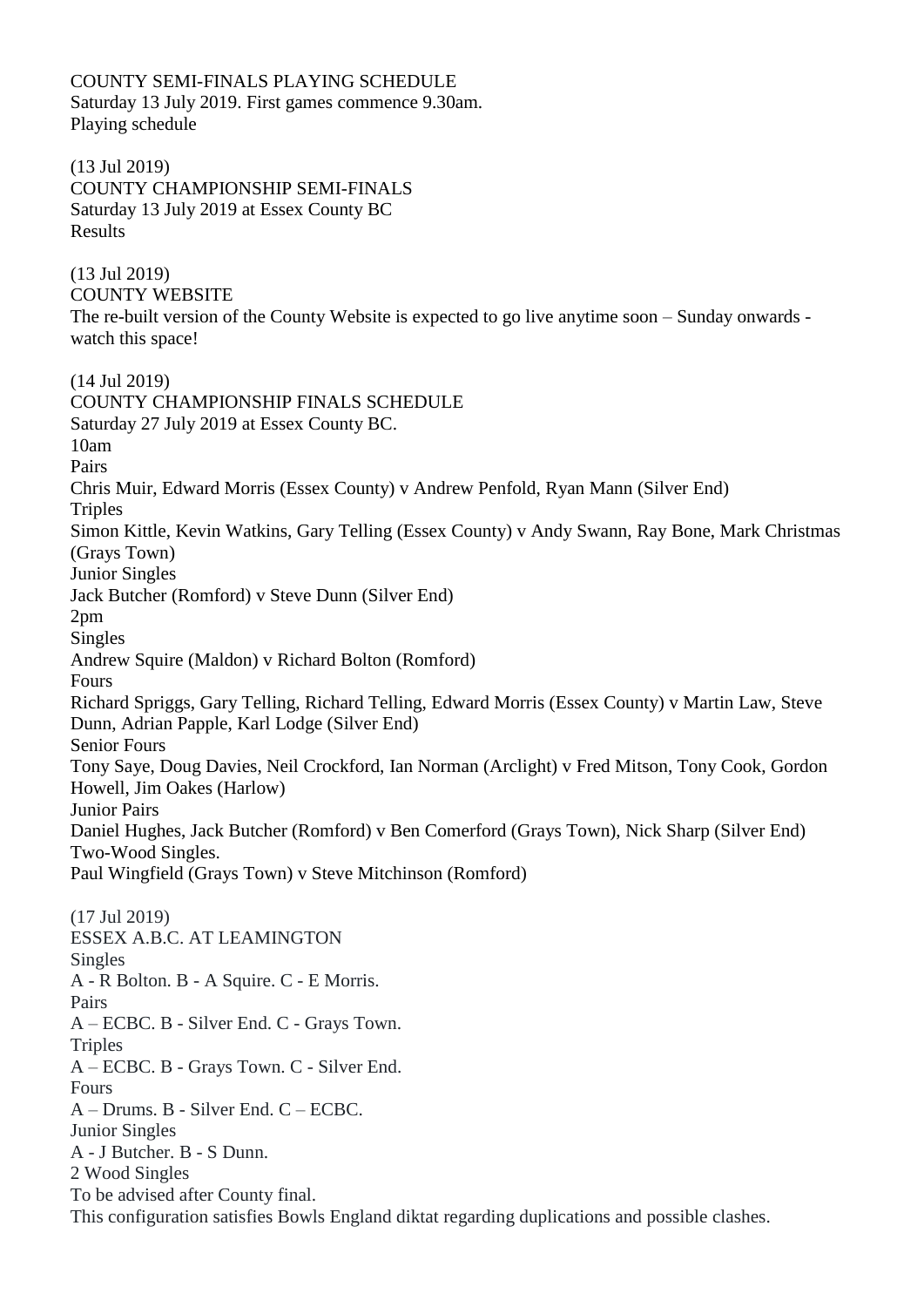COUNTY SEMI-FINALS PLAYING SCHEDULE
Saturday 13 July 2019. First games commence 9.30am.
Playing schedule

(13 Jul 2019)
COUNTY CHAMPIONSHIP SEMI-FINALS
Saturday 13 July 2019 at Essex County BC
Results

(13 Jul 2019)
COUNTY WEBSITE
The re-built version of the County Website is expected to go live anytime soon – Sunday onwards - watch this space!

(14 Jul 2019)
COUNTY CHAMPIONSHIP FINALS SCHEDULE
Saturday 27 July 2019 at Essex County BC.
10am
Pairs
Chris Muir, Edward Morris (Essex County) v Andrew Penfold, Ryan Mann (Silver End)
Triples
Simon Kittle, Kevin Watkins, Gary Telling (Essex County) v Andy Swann, Ray Bone, Mark Christmas (Grays Town)
Junior Singles
Jack Butcher (Romford) v Steve Dunn (Silver End)
2pm
Singles
Andrew Squire (Maldon) v Richard Bolton (Romford)
Fours
Richard Spriggs, Gary Telling, Richard Telling, Edward Morris (Essex County) v Martin Law, Steve Dunn, Adrian Papple, Karl Lodge (Silver End)
Senior Fours
Tony Saye, Doug Davies, Neil Crockford, Ian Norman (Arclight) v Fred Mitson, Tony Cook, Gordon Howell, Jim Oakes (Harlow)
Junior Pairs
Daniel Hughes, Jack Butcher (Romford) v Ben Comerford (Grays Town), Nick Sharp (Silver End)
Two-Wood Singles.
Paul Wingfield (Grays Town) v Steve Mitchinson (Romford)

(17 Jul 2019)
ESSEX A.B.C. AT LEAMINGTON
Singles
A - R Bolton. B - A Squire. C - E Morris.
Pairs
A – ECBC. B - Silver End. C - Grays Town.
Triples
A – ECBC. B - Grays Town. C - Silver End.
Fours
A – Drums. B - Silver End. C – ECBC.
Junior Singles
A - J Butcher. B - S Dunn.
2 Wood Singles
To be advised after County final.
This configuration satisfies Bowls England diktat regarding duplications and possible clashes.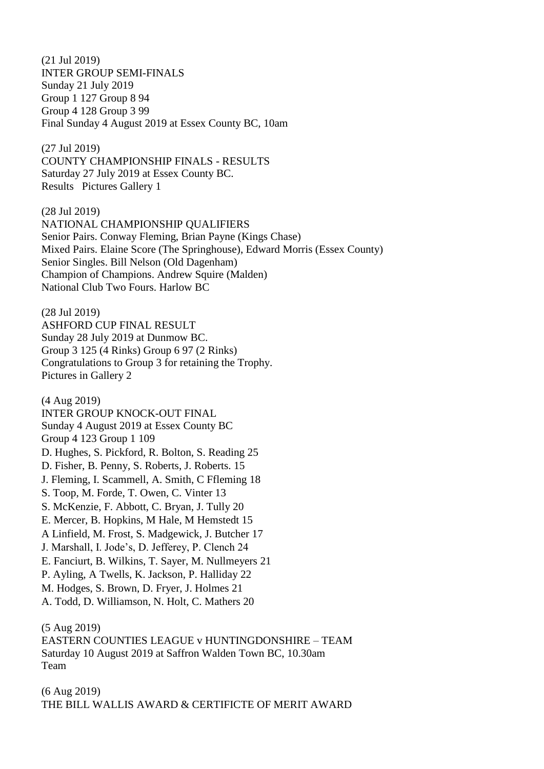(21 Jul 2019)
INTER GROUP SEMI-FINALS
Sunday 21 July 2019
Group 1 127 Group 8 94
Group 4 128 Group 3 99
Final Sunday 4 August 2019 at Essex County BC, 10am

(27 Jul 2019)
COUNTY CHAMPIONSHIP FINALS - RESULTS
Saturday 27 July 2019 at Essex County BC.
Results   Pictures Gallery 1

(28 Jul 2019)
NATIONAL CHAMPIONSHIP QUALIFIERS
Senior Pairs. Conway Fleming, Brian Payne (Kings Chase)
Mixed Pairs. Elaine Score (The Springhouse), Edward Morris (Essex County)
Senior Singles. Bill Nelson (Old Dagenham)
Champion of Champions. Andrew Squire (Malden)
National Club Two Fours. Harlow BC

(28 Jul 2019)
ASHFORD CUP FINAL RESULT
Sunday 28 July 2019 at Dunmow BC.
Group 3 125 (4 Rinks) Group 6 97 (2 Rinks)
Congratulations to Group 3 for retaining the Trophy.
Pictures in Gallery 2

(4 Aug 2019)
INTER GROUP KNOCK-OUT FINAL
Sunday 4 August 2019 at Essex County BC
Group 4 123 Group 1 109
D. Hughes, S. Pickford, R. Bolton, S. Reading 25
D. Fisher, B. Penny, S. Roberts, J. Roberts. 15
J. Fleming, I. Scammell, A. Smith, C Ffleming 18
S. Toop, M. Forde, T. Owen, C. Vinter 13
S. McKenzie, F. Abbott, C. Bryan, J. Tully 20
E. Mercer, B. Hopkins, M Hale, M Hemstedt 15
A Linfield, M. Frost, S. Madgewick, J. Butcher 17
J. Marshall, I. Jode's, D. Jefferey, P. Clench 24
E. Fanciurt, B. Wilkins, T. Sayer, M. Nullmeyers 21
P. Ayling, A Twells, K. Jackson, P. Halliday 22
M. Hodges, S. Brown, D. Fryer, J. Holmes 21
A. Todd, D. Williamson, N. Holt, C. Mathers 20

(5 Aug 2019)
EASTERN COUNTIES LEAGUE v HUNTINGDONSHIRE – TEAM
Saturday 10 August 2019 at Saffron Walden Town BC, 10.30am
Team

(6 Aug 2019)
THE BILL WALLIS AWARD & CERTIFICTE OF MERIT AWARD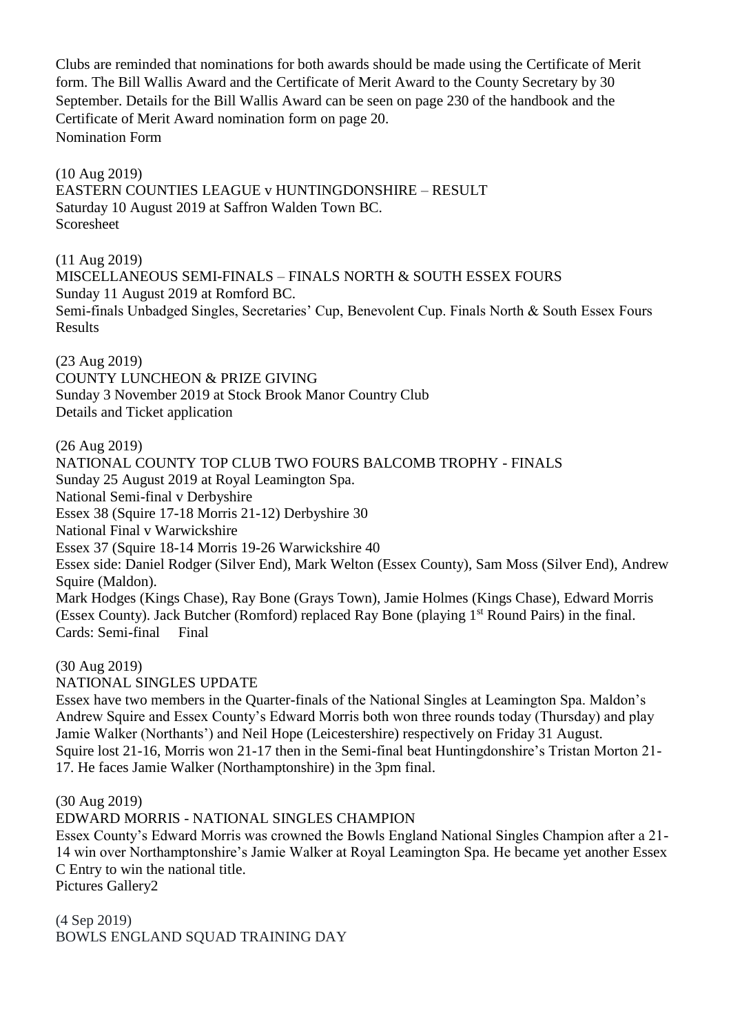Clubs are reminded that nominations for both awards should be made using the Certificate of Merit form. The Bill Wallis Award and the Certificate of Merit Award to the County Secretary by 30 September. Details for the Bill Wallis Award can be seen on page 230 of the handbook and the Certificate of Merit Award nomination form on page 20.
Nomination Form

(10 Aug 2019)
EASTERN COUNTIES LEAGUE v HUNTINGDONSHIRE – RESULT
Saturday 10 August 2019 at Saffron Walden Town BC.
Scoresheet

(11 Aug 2019)
MISCELLANEOUS SEMI-FINALS – FINALS NORTH & SOUTH ESSEX FOURS
Sunday 11 August 2019 at Romford BC.
Semi-finals Unbadged Singles, Secretaries' Cup, Benevolent Cup. Finals North & South Essex Fours
Results

(23 Aug 2019)
COUNTY LUNCHEON & PRIZE GIVING
Sunday 3 November 2019 at Stock Brook Manor Country Club
Details and Ticket application

(26 Aug 2019)
NATIONAL COUNTY TOP CLUB TWO FOURS BALCOMB TROPHY - FINALS
Sunday 25 August 2019 at Royal Leamington Spa.
National Semi-final v Derbyshire
Essex 38 (Squire 17-18 Morris 21-12) Derbyshire 30
National Final v Warwickshire
Essex 37 (Squire 18-14 Morris 19-26 Warwickshire 40
Essex side: Daniel Rodger (Silver End), Mark Welton (Essex County), Sam Moss (Silver End), Andrew Squire (Maldon).
Mark Hodges (Kings Chase), Ray Bone (Grays Town), Jamie Holmes (Kings Chase), Edward Morris (Essex County). Jack Butcher (Romford) replaced Ray Bone (playing 1st Round Pairs) in the final.
Cards: Semi-final Final

(30 Aug 2019)
NATIONAL SINGLES UPDATE
Essex have two members in the Quarter-finals of the National Singles at Leamington Spa. Maldon's Andrew Squire and Essex County's Edward Morris both won three rounds today (Thursday) and play Jamie Walker (Northants') and Neil Hope (Leicestershire) respectively on Friday 31 August.
Squire lost 21-16, Morris won 21-17 then in the Semi-final beat Huntingdonshire's Tristan Morton 21-17. He faces Jamie Walker (Northamptonshire) in the 3pm final.

(30 Aug 2019)
EDWARD MORRIS - NATIONAL SINGLES CHAMPION
Essex County's Edward Morris was crowned the Bowls England National Singles Champion after a 21-14 win over Northamptonshire's Jamie Walker at Royal Leamington Spa. He became yet another Essex C Entry to win the national title.
Pictures Gallery2

(4 Sep 2019)
BOWLS ENGLAND SQUAD TRAINING DAY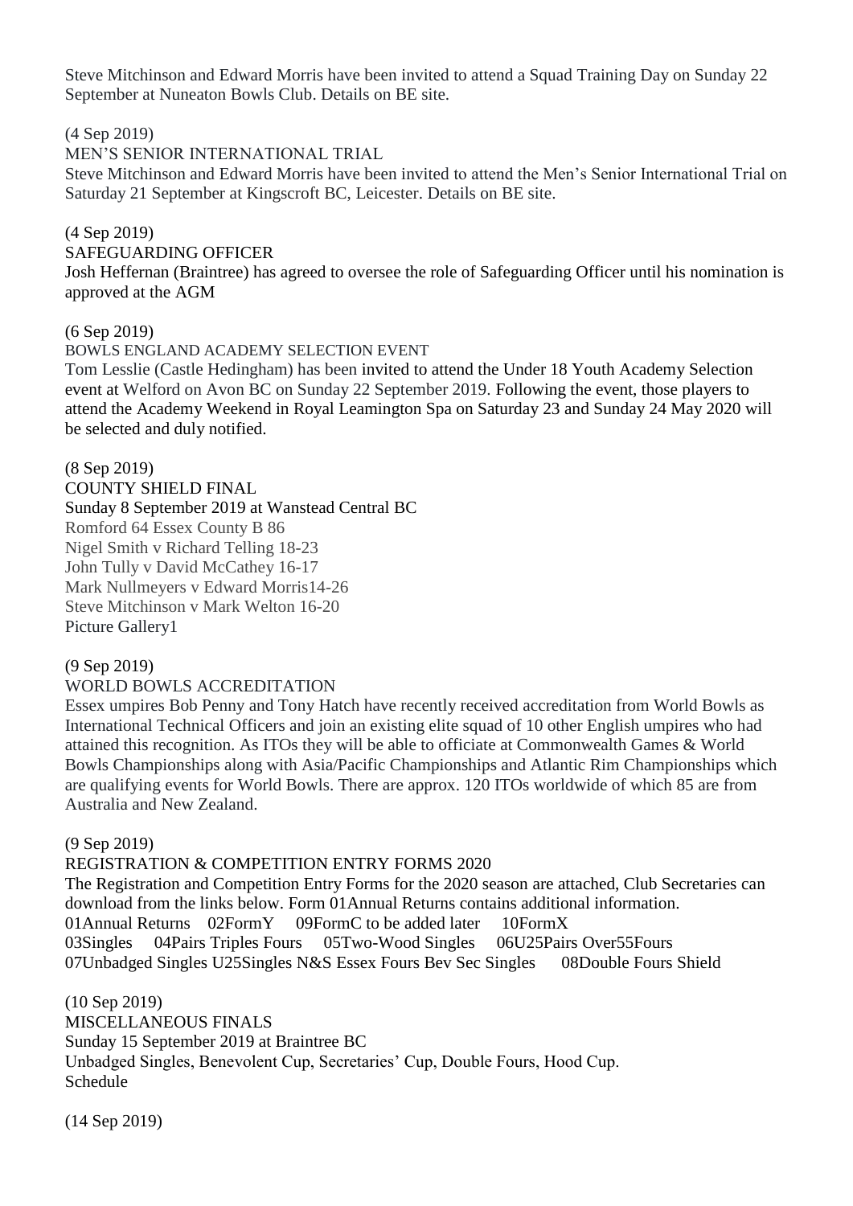Steve Mitchinson and Edward Morris have been invited to attend a Squad Training Day on Sunday 22 September at Nuneaton Bowls Club. Details on BE site.

(4 Sep 2019)
MEN'S SENIOR INTERNATIONAL TRIAL
Steve Mitchinson and Edward Morris have been invited to attend the Men's Senior International Trial on Saturday 21 September at Kingscroft BC, Leicester. Details on BE site.

(4 Sep 2019)
SAFEGUARDING OFFICER
Josh Heffernan (Braintree) has agreed to oversee the role of Safeguarding Officer until his nomination is approved at the AGM

(6 Sep 2019)
BOWLS ENGLAND ACADEMY SELECTION EVENT
Tom Lesslie (Castle Hedingham) has been invited to attend the Under 18 Youth Academy Selection event at Welford on Avon BC on Sunday 22 September 2019. Following the event, those players to attend the Academy Weekend in Royal Leamington Spa on Saturday 23 and Sunday 24 May 2020 will be selected and duly notified.

(8 Sep 2019)
COUNTY SHIELD FINAL
Sunday 8 September 2019 at Wanstead Central BC
Romford 64 Essex County B 86
Nigel Smith v Richard Telling 18-23
John Tully v David McCathey 16-17
Mark Nullmeyers v Edward Morris14-26
Steve Mitchinson v Mark Welton 16-20
Picture Gallery1

(9 Sep 2019)
WORLD BOWLS ACCREDITATION
Essex umpires Bob Penny and Tony Hatch have recently received accreditation from World Bowls as International Technical Officers and join an existing elite squad of 10 other English umpires who had attained this recognition. As ITOs they will be able to officiate at Commonwealth Games & World Bowls Championships along with Asia/Pacific Championships and Atlantic Rim Championships which are qualifying events for World Bowls. There are approx. 120 ITOs worldwide of which 85 are from Australia and New Zealand.

(9 Sep 2019)
REGISTRATION & COMPETITION ENTRY FORMS 2020
The Registration and Competition Entry Forms for the 2020 season are attached, Club Secretaries can download from the links below. Form 01Annual Returns contains additional information.
01Annual Returns 02FormY 09FormC to be added later 10FormX
03Singles 04Pairs Triples Fours 05Two-Wood Singles 06U25Pairs Over55Fours
07Unbadged Singles U25Singles N&S Essex Fours Bev Sec Singles 08Double Fours Shield

(10 Sep 2019)
MISCELLANEOUS FINALS
Sunday 15 September 2019 at Braintree BC
Unbadged Singles, Benevolent Cup, Secretaries' Cup, Double Fours, Hood Cup.
Schedule

(14 Sep 2019)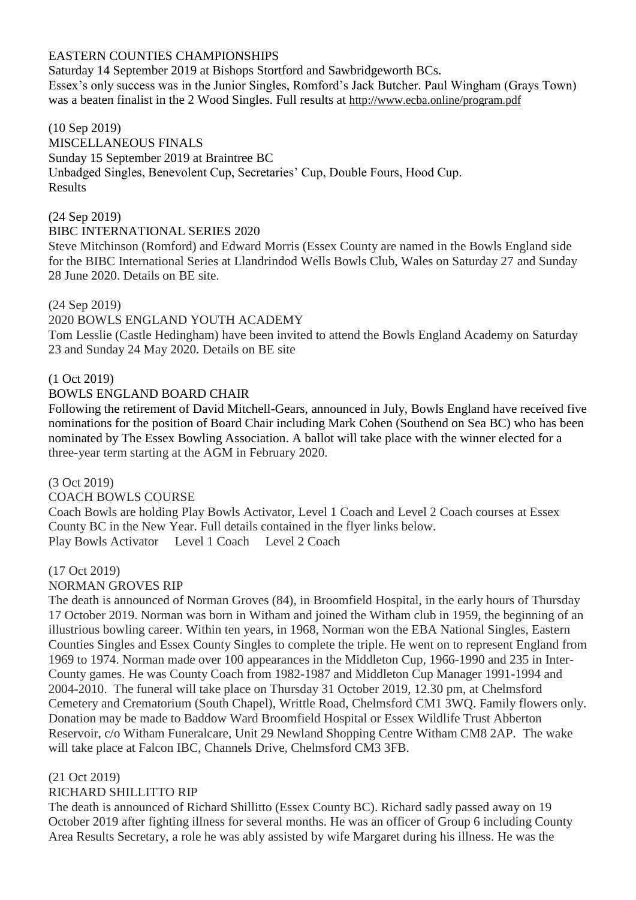## EASTERN COUNTIES CHAMPIONSHIPS

Saturday 14 September 2019 at Bishops Stortford and Sawbridgeworth BCs.
Essex's only success was in the Junior Singles, Romford's Jack Butcher. Paul Wingham (Grays Town) was a beaten finalist in the 2 Wood Singles. Full results at http://www.ecba.online/program.pdf

(10 Sep 2019)

## MISCELLANEOUS FINALS

Sunday 15 September 2019 at Braintree BC
Unbadged Singles, Benevolent Cup, Secretaries' Cup, Double Fours, Hood Cup.
Results

(24 Sep 2019)

## BIBC INTERNATIONAL SERIES 2020

Steve Mitchinson (Romford) and Edward Morris (Essex County are named in the Bowls England side for the BIBC International Series at Llandrindod Wells Bowls Club, Wales on Saturday 27 and Sunday 28 June 2020. Details on BE site.

(24 Sep 2019)

## 2020 BOWLS ENGLAND YOUTH ACADEMY

Tom Lesslie (Castle Hedingham) have been invited to attend the Bowls England Academy on Saturday 23 and Sunday 24 May 2020. Details on BE site

(1 Oct 2019)

## BOWLS ENGLAND BOARD CHAIR

Following the retirement of David Mitchell-Gears, announced in July, Bowls England have received five nominations for the position of Board Chair including Mark Cohen (Southend on Sea BC) who has been nominated by The Essex Bowling Association. A ballot will take place with the winner elected for a three-year term starting at the AGM in February 2020.

(3 Oct 2019)

## COACH BOWLS COURSE

Coach Bowls are holding Play Bowls Activator, Level 1 Coach and Level 2 Coach courses at Essex County BC in the New Year. Full details contained in the flyer links below.
Play Bowls Activator Level 1 Coach Level 2 Coach

(17 Oct 2019)

## NORMAN GROVES RIP

The death is announced of Norman Groves (84), in Broomfield Hospital, in the early hours of Thursday 17 October 2019. Norman was born in Witham and joined the Witham club in 1959, the beginning of an illustrious bowling career. Within ten years, in 1968, Norman won the EBA National Singles, Eastern Counties Singles and Essex County Singles to complete the triple. He went on to represent England from 1969 to 1974. Norman made over 100 appearances in the Middleton Cup, 1966-1990 and 235 in Inter-County games. He was County Coach from 1982-1987 and Middleton Cup Manager 1991-1994 and 2004-2010. The funeral will take place on Thursday 31 October 2019, 12.30 pm, at Chelmsford Cemetery and Crematorium (South Chapel), Writtle Road, Chelmsford CM1 3WQ. Family flowers only. Donation may be made to Baddow Ward Broomfield Hospital or Essex Wildlife Trust Abberton Reservoir, c/o Witham Funeralcare, Unit 29 Newland Shopping Centre Witham CM8 2AP. The wake will take place at Falcon IBC, Channels Drive, Chelmsford CM3 3FB.

(21 Oct 2019)

## RICHARD SHILLITTO RIP

The death is announced of Richard Shillitto (Essex County BC). Richard sadly passed away on 19 October 2019 after fighting illness for several months. He was an officer of Group 6 including County Area Results Secretary, a role he was ably assisted by wife Margaret during his illness. He was the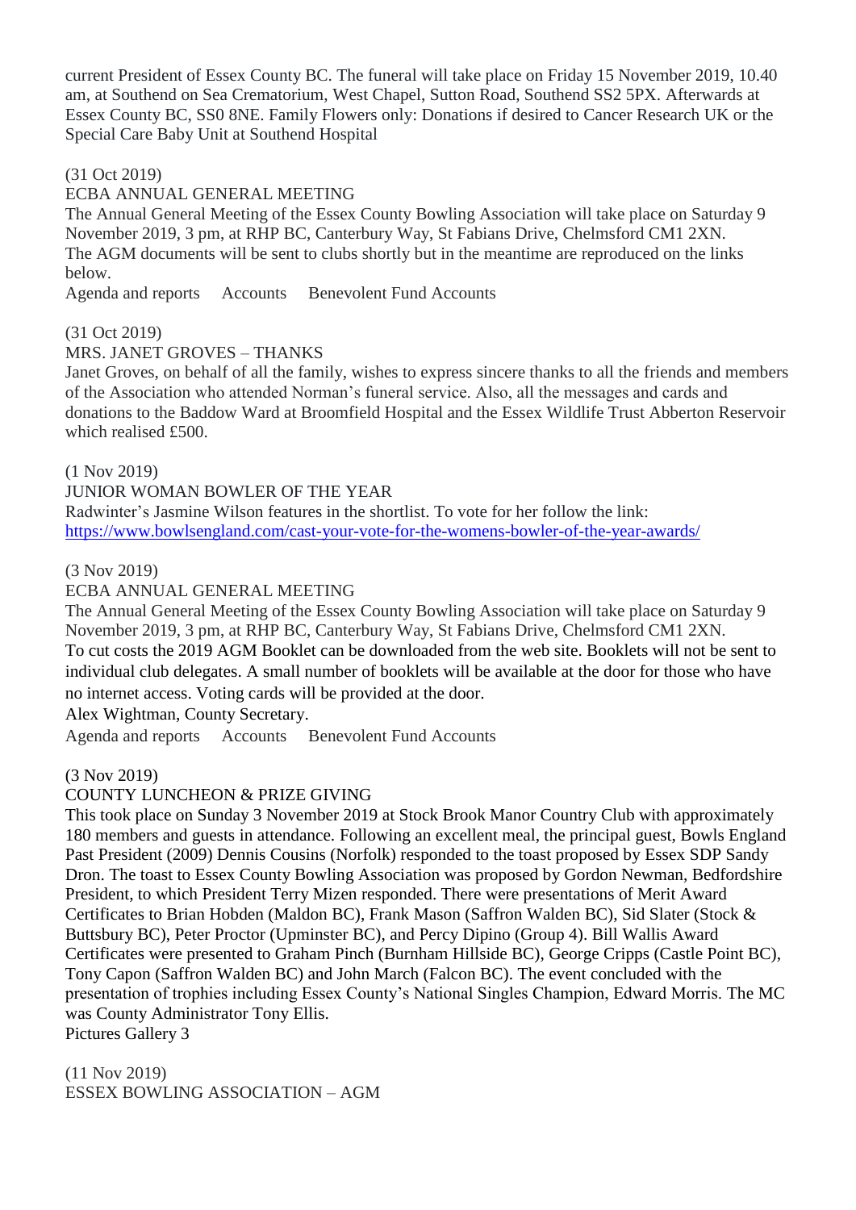current President of Essex County BC. The funeral will take place on Friday 15 November 2019, 10.40 am, at Southend on Sea Crematorium, West Chapel, Sutton Road, Southend SS2 5PX. Afterwards at Essex County BC, SS0 8NE. Family Flowers only: Donations if desired to Cancer Research UK or the Special Care Baby Unit at Southend Hospital

(31 Oct 2019)
ECBA ANNUAL GENERAL MEETING
The Annual General Meeting of the Essex County Bowling Association will take place on Saturday 9 November 2019, 3 pm, at RHP BC, Canterbury Way, St Fabians Drive, Chelmsford CM1 2XN.
The AGM documents will be sent to clubs shortly but in the meantime are reproduced on the links below.
Agenda and reports     Accounts     Benevolent Fund Accounts

(31 Oct 2019)
MRS. JANET GROVES – THANKS
Janet Groves, on behalf of all the family, wishes to express sincere thanks to all the friends and members of the Association who attended Norman's funeral service. Also, all the messages and cards and donations to the Baddow Ward at Broomfield Hospital and the Essex Wildlife Trust Abberton Reservoir which realised £500.

(1 Nov 2019)
JUNIOR WOMAN BOWLER OF THE YEAR
Radwinter's Jasmine Wilson features in the shortlist. To vote for her follow the link:
https://www.bowlsengland.com/cast-your-vote-for-the-womens-bowler-of-the-year-awards/

(3 Nov 2019)
ECBA ANNUAL GENERAL MEETING
The Annual General Meeting of the Essex County Bowling Association will take place on Saturday 9 November 2019, 3 pm, at RHP BC, Canterbury Way, St Fabians Drive, Chelmsford CM1 2XN.
To cut costs the 2019 AGM Booklet can be downloaded from the web site. Booklets will not be sent to individual club delegates. A small number of booklets will be available at the door for those who have no internet access. Voting cards will be provided at the door.
Alex Wightman, County Secretary.
Agenda and reports     Accounts     Benevolent Fund Accounts

(3 Nov 2019)
COUNTY LUNCHEON & PRIZE GIVING
This took place on Sunday 3 November 2019 at Stock Brook Manor Country Club with approximately 180 members and guests in attendance. Following an excellent meal, the principal guest, Bowls England Past President (2009) Dennis Cousins (Norfolk) responded to the toast proposed by Essex SDP Sandy Dron. The toast to Essex County Bowling Association was proposed by Gordon Newman, Bedfordshire President, to which President Terry Mizen responded. There were presentations of Merit Award Certificates to Brian Hobden (Maldon BC), Frank Mason (Saffron Walden BC), Sid Slater (Stock & Buttsbury BC), Peter Proctor (Upminster BC), and Percy Dipino (Group 4). Bill Wallis Award Certificates were presented to Graham Pinch (Burnham Hillside BC), George Cripps (Castle Point BC), Tony Capon (Saffron Walden BC) and John March (Falcon BC). The event concluded with the presentation of trophies including Essex County's National Singles Champion, Edward Morris. The MC was County Administrator Tony Ellis.
Pictures Gallery 3

(11 Nov 2019)
ESSEX BOWLING ASSOCIATION – AGM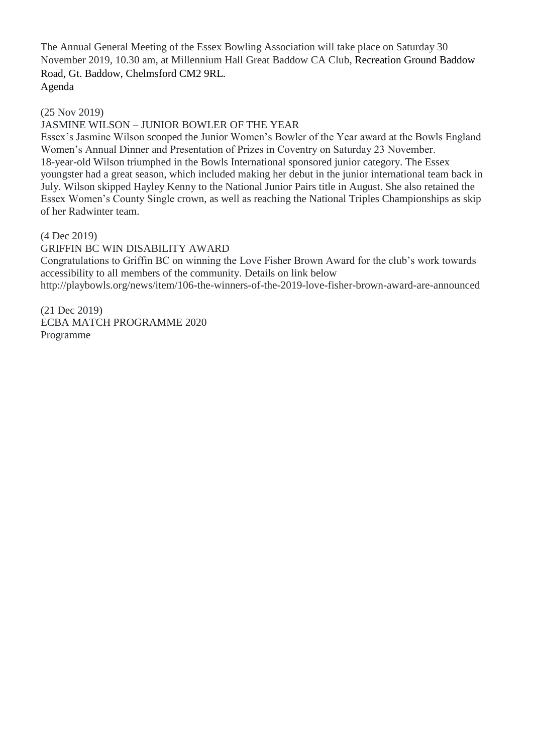The Annual General Meeting of the Essex Bowling Association will take place on Saturday 30 November 2019, 10.30 am, at Millennium Hall Great Baddow CA Club, Recreation Ground Baddow Road, Gt. Baddow, Chelmsford CM2 9RL.
Agenda

(25 Nov 2019)
JASMINE WILSON – JUNIOR BOWLER OF THE YEAR
Essex's Jasmine Wilson scooped the Junior Women's Bowler of the Year award at the Bowls England Women's Annual Dinner and Presentation of Prizes in Coventry on Saturday 23 November.
18-year-old Wilson triumphed in the Bowls International sponsored junior category. The Essex youngster had a great season, which included making her debut in the junior international team back in July. Wilson skipped Hayley Kenny to the National Junior Pairs title in August. She also retained the Essex Women's County Single crown, as well as reaching the National Triples Championships as skip of her Radwinter team.

(4 Dec 2019)
GRIFFIN BC WIN DISABILITY AWARD
Congratulations to Griffin BC on winning the Love Fisher Brown Award for the club's work towards accessibility to all members of the community. Details on link below
http://playbowls.org/news/item/106-the-winners-of-the-2019-love-fisher-brown-award-are-announced

(21 Dec 2019)
ECBA MATCH PROGRAMME 2020
Programme